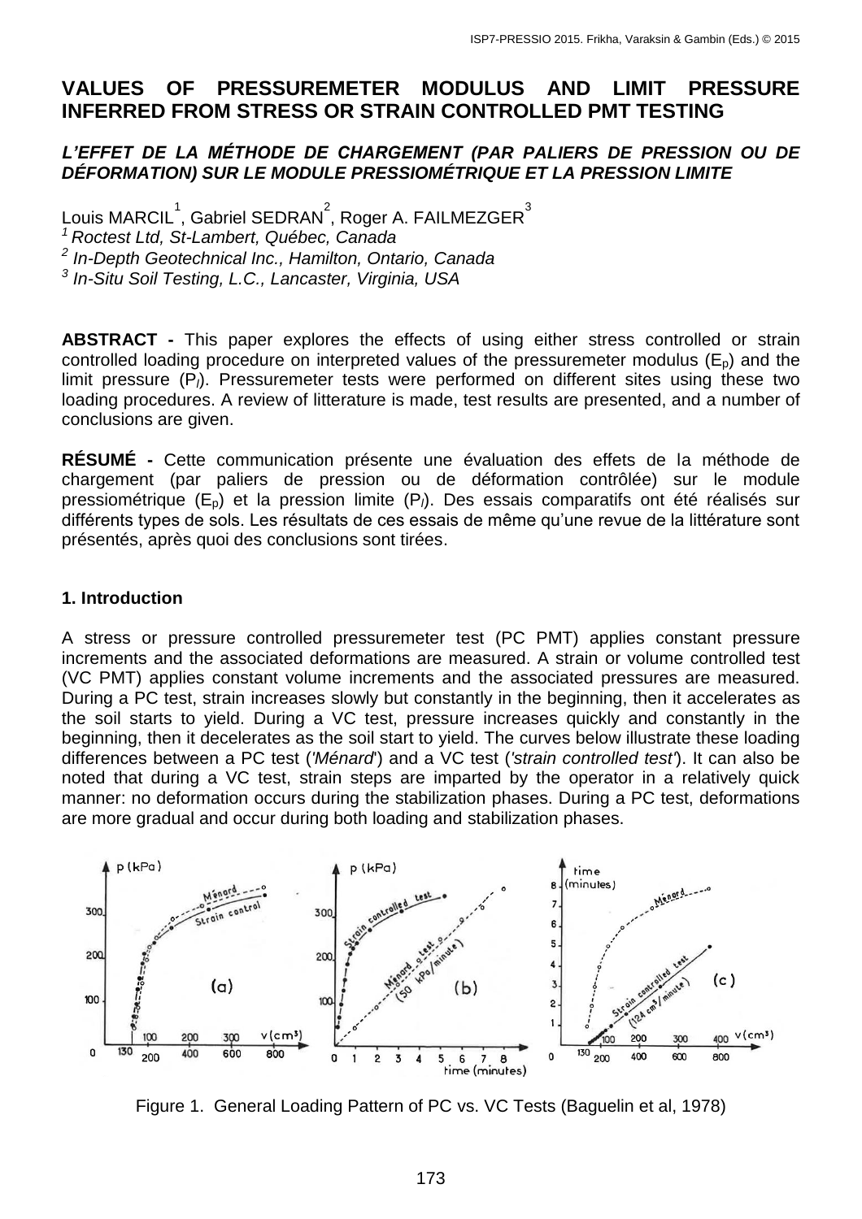# VALUES OF PRESSUREMETER MODULUS AND LIMIT PRESSURE INFERRED FROM STRESS OR STRAIN CONTROLLED PMT TESTING

## *L'EFFET DE LA MÉTHODE DE CHARGEMENT (PAR PALIERS DE PRESSION OU DE DÉFORMATION) SUR LE MODULE PRESSIOMÉTRIQUE ET LA PRESSION LIMITE*

Louis MARCIL[1], Gabriel SEDRAN[2], Roger A. FAILMEZGER[3]

[1] *Roctest Ltd, St-Lambert, Québec, Canada*

[2] *In-Depth Geotechnical Inc., Hamilton, Ontario, Canada*

[3] *In-Situ Soil Testing, L.C., Lancaster, Virginia, USA*

**ABSTRACT -** This paper explores the effects of using either stress controlled or strain controlled loading procedure on interpreted values of the pressuremeter modulus ($E_p$) and the limit pressure ($P_l$). Pressuremeter tests were performed on different sites using these two loading procedures. A review of litterature is made, test results are presented, and a number of conclusions are given.

**RÉSUMÉ -** Cette communication présente une évaluation des effets de la méthode de chargement (par paliers de pression ou de déformation contrôlée) sur le module pressiométrique ($E_p$) et la pression limite ($P_l$). Des essais comparatifs ont été réalisés sur différents types de sols. Les résultats de ces essais de même qu'une revue de la littérature sont présentés, après quoi des conclusions sont tirées.

### 1. Introduction

A stress or pressure controlled pressuremeter test (PC PMT) applies constant pressure increments and the associated deformations are measured. A strain or volume controlled test (VC PMT) applies constant volume increments and the associated pressures are measured. During a PC test, strain increases slowly but constantly in the beginning, then it accelerates as the soil starts to yield. During a VC test, pressure increases quickly and constantly in the beginning, then it decelerates as the soil start to yield. The curves below illustrate these loading differences between a PC test (*'Ménard'*) and a VC test (*'strain controlled test'*). It can also be noted that during a VC test, strain steps are imparted by the operator in a relatively quick manner: no deformation occurs during the stabilization phases. During a PC test, deformations are more gradual and occur during both loading and stabilization phases.

Figure 1. General Loading Pattern of PC vs. VC Tests (Baguelin et al, 1978)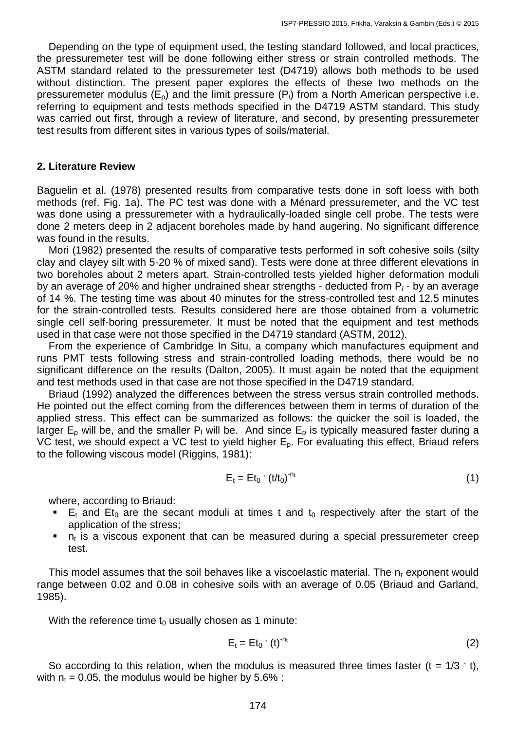Depending on the type of equipment used, the testing standard followed, and local practices, the pressuremeter test will be done following either stress or strain controlled methods. The ASTM standard related to the pressuremeter test (D4719) allows both methods to be used without distinction. The present paper explores the effects of these two methods on the pressuremeter modulus ($E_p$) and the limit pressure ($P_l$) from a North American perspective i.e. referring to equipment and tests methods specified in the D4719 ASTM standard. This study was carried out first, through a review of literature, and second, by presenting pressuremeter test results from different sites in various types of soils/material.

## 2. Literature Review

Baguelin et al. (1978) presented results from comparative tests done in soft loess with both methods (ref. Fig. 1a). The PC test was done with a Ménard pressuremeter, and the VC test was done using a pressuremeter with a hydraulically-loaded single cell probe. The tests were done 2 meters deep in 2 adjacent boreholes made by hand augering. No significant difference was found in the results.

Mori (1982) presented the results of comparative tests performed in soft cohesive soils (silty clay and clayey silt with 5-20 % of mixed sand). Tests were done at three different elevations in two boreholes about 2 meters apart. Strain-controlled tests yielded higher deformation moduli by an average of 20% and higher undrained shear strengths - deducted from $P_l$ - by an average of 14 %. The testing time was about 40 minutes for the stress-controlled test and 12.5 minutes for the strain-controlled tests. Results considered here are those obtained from a volumetric single cell self-boring pressuremeter. It must be noted that the equipment and test methods used in that case were not those specified in the D4719 standard (ASTM, 2012).

From the experience of Cambridge In Situ, a company which manufactures equipment and runs PMT tests following stress and strain-controlled loading methods, there would be no significant difference on the results (Dalton, 2005). It must again be noted that the equipment and test methods used in that case are not those specified in the D4719 standard.

Briaud (1992) analyzed the differences between the stress versus strain controlled methods. He pointed out the effect coming from the differences between them in terms of duration of the applied stress. This effect can be summarized as follows: the quicker the soil is loaded, the larger $E_p$ will be, and the smaller $P_l$ will be. And since $E_p$ is typically measured faster during a VC test, we should expect a VC test to yield higher $E_p$. For evaluating this effect, Briaud refers to the following viscous model (Riggins, 1981):

$$E_t = Et_0 \cdot (t/t_0)^{-n_t} \tag{1}$$

where, according to Briaud:

- $E_t$ and $Et_0$ are the secant moduli at times t and $t_0$ respectively after the start of the application of the stress;
- $n_t$ is a viscous exponent that can be measured during a special pressuremeter creep test.

This model assumes that the soil behaves like a viscoelastic material. The $n_t$ exponent would range between 0.02 and 0.08 in cohesive soils with an average of 0.05 (Briaud and Garland, 1985).

With the reference time $t_0$ usually chosen as 1 minute:

$$E_t = Et_0 \cdot (t)^{-n_t} \tag{2}$$

So according to this relation, when the modulus is measured three times faster ($t = 1/3 \cdot t$), with $n_t = 0.05$, the modulus would be higher by 5.6% :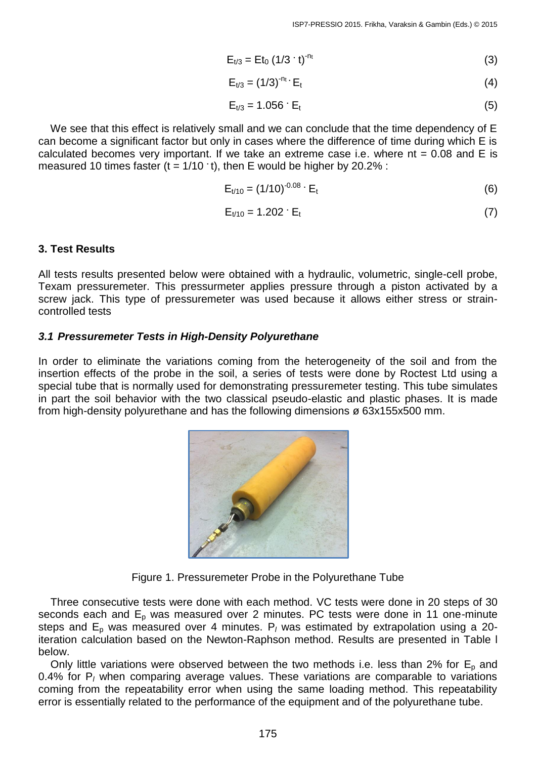$$E_{t/3} = Et_0 \, (1/3 \cdot t)^{-nt} \tag{3}$$

$$E_{t/3} = (1/3)^{-nt} \cdot E_t \tag{4}$$

$$E_{t/3} = 1.056 \cdot E_t \tag{5}$$

We see that this effect is relatively small and we can conclude that the time dependency of E can become a significant factor but only in cases where the difference of time during which E is calculated becomes very important. If we take an extreme case i.e. where nt = 0.08 and E is measured 10 times faster ($t = 1/10 \cdot t$), then E would be higher by 20.2% :

$$E_{t/10} = (1/10)^{-0.08} \cdot E_t \tag{6}$$

$$E_{t/10} = 1.202 \cdot E_t \tag{7}$$

## 3. Test Results

All tests results presented below were obtained with a hydraulic, volumetric, single-cell probe, Texam pressuremeter. This pressurmeter applies pressure through a piston activated by a screw jack. This type of pressuremeter was used because it allows either stress or strain-controlled tests

### *3.1 Pressuremeter Tests in High-Density Polyurethane*

In order to eliminate the variations coming from the heterogeneity of the soil and from the insertion effects of the probe in the soil, a series of tests were done by Roctest Ltd using a special tube that is normally used for demonstrating pressuremeter testing. This tube simulates in part the soil behavior with the two classical pseudo-elastic and plastic phases. It is made from high-density polyurethane and has the following dimensions ø 63x155x500 mm.

Figure 1. Pressuremeter Probe in the Polyurethane Tube

Three consecutive tests were done with each method. VC tests were done in 20 steps of 30 seconds each and $E_p$ was measured over 2 minutes. PC tests were done in 11 one-minute steps and $E_p$ was measured over 4 minutes. $P_l$ was estimated by extrapolation using a 20-iteration calculation based on the Newton-Raphson method. Results are presented in Table I below.

Only little variations were observed between the two methods i.e. less than 2% for $E_p$ and 0.4% for $P_l$ when comparing average values. These variations are comparable to variations coming from the repeatability error when using the same loading method. This repeatability error is essentially related to the performance of the equipment and of the polyurethane tube.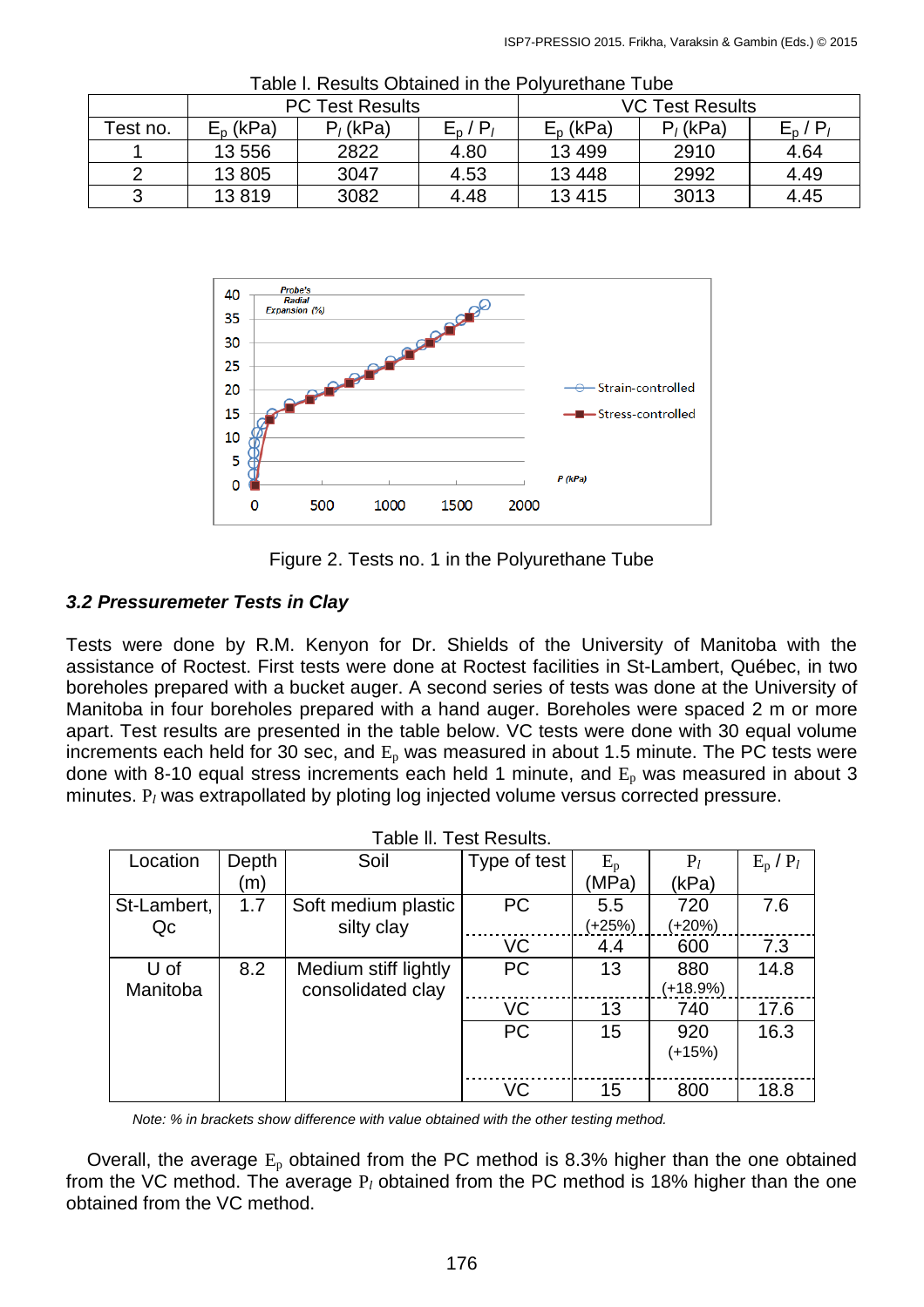Table I. Results Obtained in the Polyurethane Tube

| Test no. | PC Test Results | | | VC Test Results | | |
|---|---|---|---|---|---|---|
| | $E_p$ (kPa) | $P_l$ (kPa) | $E_p$ / $P_l$ | $E_p$ (kPa) | $P_l$ (kPa) | $E_p$ / $P_l$ |
| 1 | 13 556 | 2822 | 4.80 | 13 499 | 2910 | 4.64 |
| 2 | 13 805 | 3047 | 4.53 | 13 448 | 2992 | 4.49 |
| 3 | 13 819 | 3082 | 4.48 | 13 415 | 3013 | 4.45 |

Figure 2. Tests no. 1 in the Polyurethane Tube

### *3.2 Pressuremeter Tests in Clay*

Tests were done by R.M. Kenyon for Dr. Shields of the University of Manitoba with the assistance of Roctest. First tests were done at Roctest facilities in St-Lambert, Québec, in two boreholes prepared with a bucket auger. A second series of tests was done at the University of Manitoba in four boreholes prepared with a hand auger. Boreholes were spaced 2 m or more apart. Test results are presented in the table below. VC tests were done with 30 equal volume increments each held for 30 sec, and $E_p$ was measured in about 1.5 minute. The PC tests were done with 8-10 equal stress increments each held 1 minute, and $E_p$ was measured in about 3 minutes. $P_l$ was extrapollated by ploting log injected volume versus corrected pressure.

Table II. Test Results.

| Location | Depth (m) | Soil | Type of test | $E_p$ (MPa) | $P_l$ (kPa) | $E_p$ / $P_l$ |
|---|---|---|---|---|---|---|
| St-Lambert, Qc | 1.7 | Soft medium plastic silty clay | PC | 5.5 (+25%) | 720 (+20%) | 7.6 |
| | | | VC | 4.4 | 600 | 7.3 |
| U of Manitoba | 8.2 | Medium stiff lightly consolidated clay | PC | 13 | 880 (+18.9%) | 14.8 |
| | | | VC | 13 | 740 | 17.6 |
| | | | PC | 15 | 920 (+15%) | 16.3 |
| | | | VC | 15 | 800 | 18.8 |

*Note: % in brackets show difference with value obtained with the other testing method.*

Overall, the average $E_p$ obtained from the PC method is 8.3% higher than the one obtained from the VC method. The average $P_l$ obtained from the PC method is 18% higher than the one obtained from the VC method.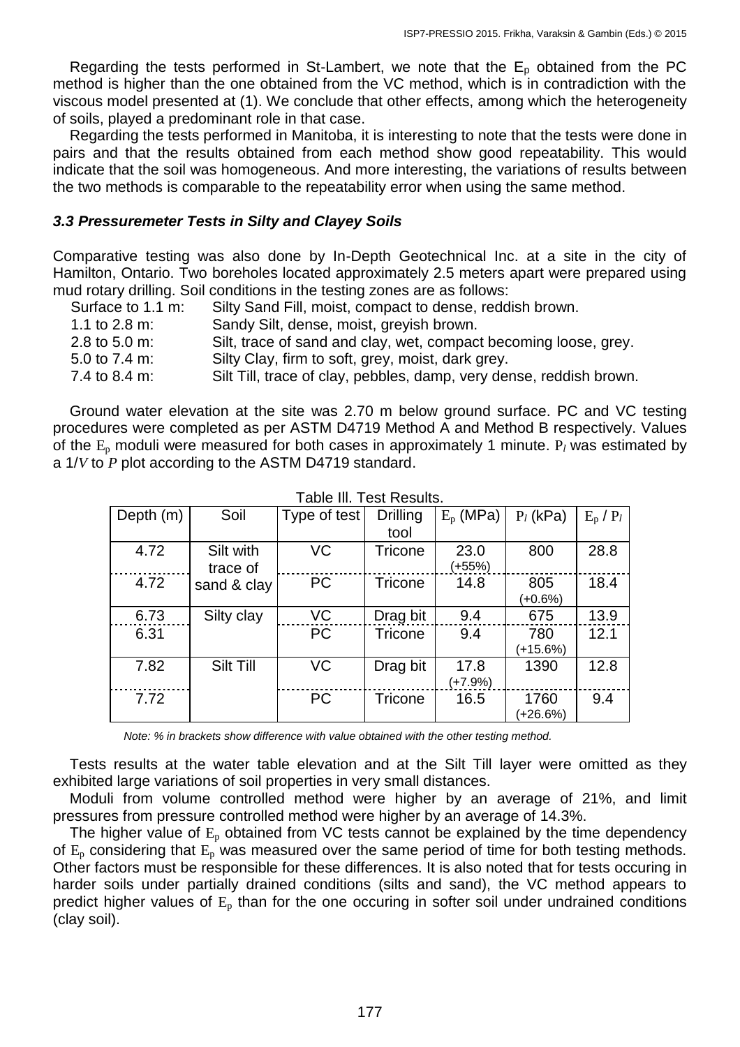Regarding the tests performed in St-Lambert, we note that the $E_p$ obtained from the PC method is higher than the one obtained from the VC method, which is in contradiction with the viscous model presented at (1). We conclude that other effects, among which the heterogeneity of soils, played a predominant role in that case.

Regarding the tests performed in Manitoba, it is interesting to note that the tests were done in pairs and that the results obtained from each method show good repeatability. This would indicate that the soil was homogeneous. And more interesting, the variations of results between the two methods is comparable to the repeatability error when using the same method.

### *3.3 Pressuremeter Tests in Silty and Clayey Soils*

Comparative testing was also done by In-Depth Geotechnical Inc. at a site in the city of Hamilton, Ontario. Two boreholes located approximately 2.5 meters apart were prepared using mud rotary drilling. Soil conditions in the testing zones are as follows:

| | |
|---|---|
| Surface to 1.1 m: | Silty Sand Fill, moist, compact to dense, reddish brown. |
| 1.1 to 2.8 m: | Sandy Silt, dense, moist, greyish brown. |
| 2.8 to 5.0 m: | Silt, trace of sand and clay, wet, compact becoming loose, grey. |
| 5.0 to 7.4 m: | Silty Clay, firm to soft, grey, moist, dark grey. |
| 7.4 to 8.4 m: | Silt Till, trace of clay, pebbles, damp, very dense, reddish brown. |

Ground water elevation at the site was 2.70 m below ground surface. PC and VC testing procedures were completed as per ASTM D4719 Method A and Method B respectively. Values of the $E_p$ moduli were measured for both cases in approximately 1 minute. $P_l$ was estimated by a $1/V$ to $P$ plot according to the ASTM D4719 standard.

Table III. Test Results.

| Depth (m) | Soil | Type of test | Drilling tool | $E_p$ (MPa) | $P_l$ (kPa) | $E_p$ / $P_l$ |
|---|---|---|---|---|---|---|
| 4.72 | Silt with trace of sand & clay | VC | Tricone | 23.0 (+55%) | 800 | 28.8 |
| 4.72 | | PC | Tricone | 14.8 | 805 (+0.6%) | 18.4 |
| 6.73 | Silty clay | VC | Drag bit | 9.4 | 675 | 13.9 |
| 6.31 | | PC | Tricone | 9.4 | 780 (+15.6%) | 12.1 |
| 7.82 | Silt Till | VC | Drag bit | 17.8 (+7.9%) | 1390 | 12.8 |
| 7.72 | | PC | Tricone | 16.5 | 1760 (+26.6%) | 9.4 |

*Note: % in brackets show difference with value obtained with the other testing method.*

Tests results at the water table elevation and at the Silt Till layer were omitted as they exhibited large variations of soil properties in very small distances.

Moduli from volume controlled method were higher by an average of 21%, and limit pressures from pressure controlled method were higher by an average of 14.3%.

The higher value of $E_p$ obtained from VC tests cannot be explained by the time dependency of $E_p$ considering that $E_p$ was measured over the same period of time for both testing methods. Other factors must be responsible for these differences. It is also noted that for tests occuring in harder soils under partially drained conditions (silts and sand), the VC method appears to predict higher values of $E_p$ than for the one occuring in softer soil under undrained conditions (clay soil).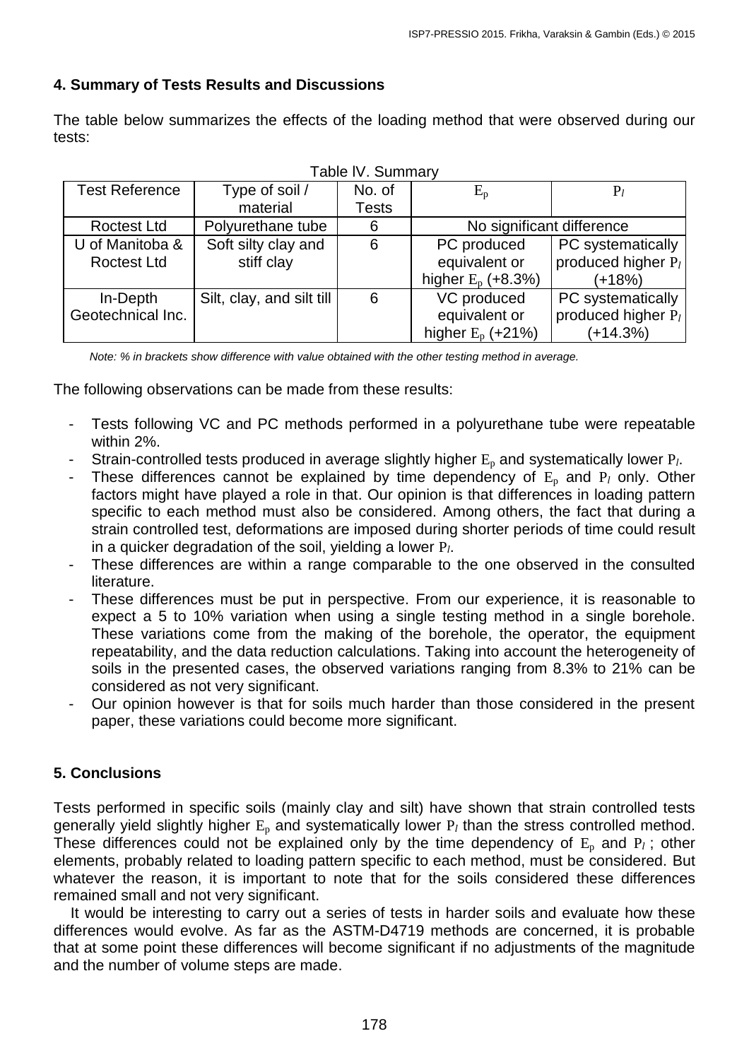## 4. Summary of Tests Results and Discussions

The table below summarizes the effects of the loading method that were observed during our tests:

Table IV. Summary

| Test Reference | Type of soil / material | No. of Tests | $E_p$ | $P_l$ |
|---|---|---|---|---|
| Roctest Ltd | Polyurethane tube | 6 | No significant difference | |
| U of Manitoba & Roctest Ltd | Soft silty clay and stiff clay | 6 | PC produced equivalent or higher $E_p$ (+8.3%) | PC systematically produced higher $P_l$ (+18%) |
| In-Depth Geotechnical Inc. | Silt, clay, and silt till | 6 | VC produced equivalent or higher $E_p$ (+21%) | PC systematically produced higher $P_l$ (+14.3%) |

*Note: % in brackets show difference with value obtained with the other testing method in average.*

The following observations can be made from these results:

- Tests following VC and PC methods performed in a polyurethane tube were repeatable within 2%.
- Strain-controlled tests produced in average slightly higher $E_p$ and systematically lower $P_l$.
- These differences cannot be explained by time dependency of $E_p$ and $P_l$ only. Other factors might have played a role in that. Our opinion is that differences in loading pattern specific to each method must also be considered. Among others, the fact that during a strain controlled test, deformations are imposed during shorter periods of time could result in a quicker degradation of the soil, yielding a lower $P_l$.
- These differences are within a range comparable to the one observed in the consulted literature.
- These differences must be put in perspective. From our experience, it is reasonable to expect a 5 to 10% variation when using a single testing method in a single borehole. These variations come from the making of the borehole, the operator, the equipment repeatability, and the data reduction calculations. Taking into account the heterogeneity of soils in the presented cases, the observed variations ranging from 8.3% to 21% can be considered as not very significant.
- Our opinion however is that for soils much harder than those considered in the present paper, these variations could become more significant.

## 5. Conclusions

Tests performed in specific soils (mainly clay and silt) have shown that strain controlled tests generally yield slightly higher $E_p$ and systematically lower $P_l$ than the stress controlled method. These differences could not be explained only by the time dependency of $E_p$ and $P_l$ ; other elements, probably related to loading pattern specific to each method, must be considered. But whatever the reason, it is important to note that for the soils considered these differences remained small and not very significant.

It would be interesting to carry out a series of tests in harder soils and evaluate how these differences would evolve. As far as the ASTM-D4719 methods are concerned, it is probable that at some point these differences will become significant if no adjustments of the magnitude and the number of volume steps are made.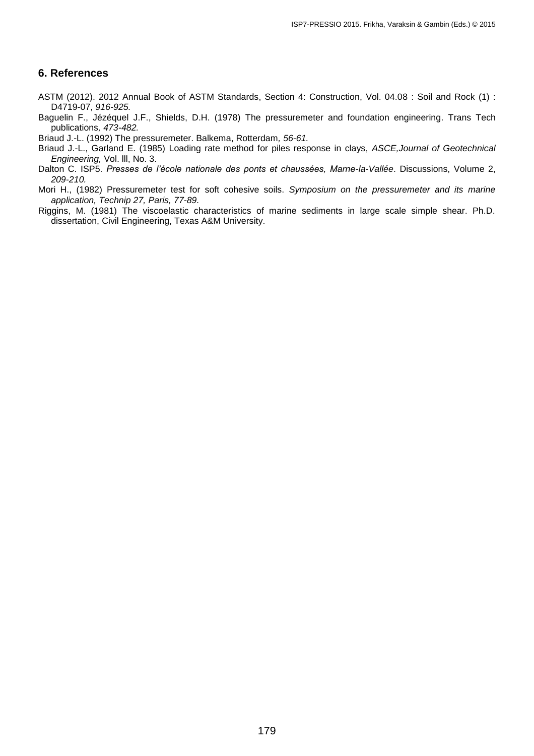## 6. References

ASTM (2012). 2012 Annual Book of ASTM Standards, Section 4: Construction, Vol. 04.08 : Soil and Rock (1) : D4719-07, *916-925.*

Baguelin F., Jézéquel J.F., Shields, D.H. (1978) The pressuremeter and foundation engineering. Trans Tech publications*, 473-482.*

Briaud J.-L. (1992) The pressuremeter. Balkema, Rotterdam*, 56-61.*

Briaud J.-L., Garland E. (1985) Loading rate method for piles response in clays, *ASCE,Journal of Geotechnical Engineering,* Vol. lll, No. 3.

Dalton C. ISP5. *Presses de l'école nationale des ponts et chaussées, Marne-la-Vallée*. Discussions, Volume 2, *209-210.*

Mori H., (1982) Pressuremeter test for soft cohesive soils. *Symposium on the pressuremeter and its marine application, Technip 27, Paris, 77-89.*

Riggins, M. (1981) The viscoelastic characteristics of marine sediments in large scale simple shear. Ph.D. dissertation, Civil Engineering, Texas A&M University.